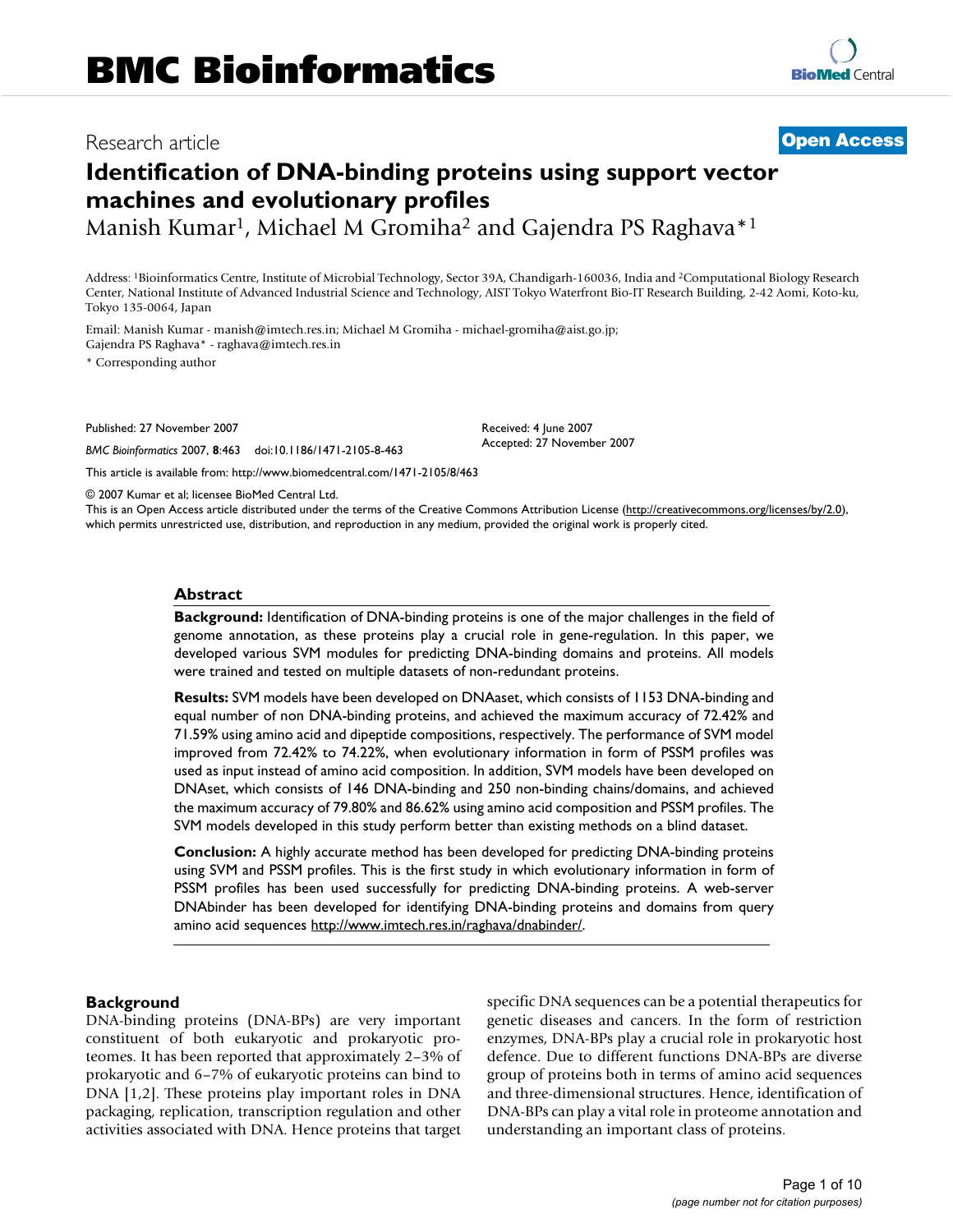Research article

**Open Access**

# Identification of DNA-binding proteins using support vector machines and evolutionary profiles

Manish Kumar[1], Michael M Gromiha[2] and Gajendra PS Raghava*[1]

Address: [1]Bioinformatics Centre, Institute of Microbial Technology, Sector 39A, Chandigarh-160036, India and [2]Computational Biology Research Center, National Institute of Advanced Industrial Science and Technology, AIST Tokyo Waterfront Bio-IT Research Building, 2-42 Aomi, Koto-ku, Tokyo 135-0064, Japan

Email: Manish Kumar - manish@imtech.res.in; Michael M Gromiha - michael-gromiha@aist.go.jp; Gajendra PS Raghava* - raghava@imtech.res.in

* Corresponding author

Published: 27 November 2007

*BMC Bioinformatics* 2007, **8**:463 doi:10.1186/1471-2105-8-463

Received: 4 June 2007
Accepted: 27 November 2007

This article is available from: http://www.biomedcentral.com/1471-2105/8/463

© 2007 Kumar et al; licensee BioMed Central Ltd.

This is an Open Access article distributed under the terms of the Creative Commons Attribution License (http://creativecommons.org/licenses/by/2.0), which permits unrestricted use, distribution, and reproduction in any medium, provided the original work is properly cited.

## Abstract

**Background:** Identification of DNA-binding proteins is one of the major challenges in the field of genome annotation, as these proteins play a crucial role in gene-regulation. In this paper, we developed various SVM modules for predicting DNA-binding domains and proteins. All models were trained and tested on multiple datasets of non-redundant proteins.

**Results:** SVM models have been developed on DNAaset, which consists of 1153 DNA-binding and equal number of non DNA-binding proteins, and achieved the maximum accuracy of 72.42% and 71.59% using amino acid and dipeptide compositions, respectively. The performance of SVM model improved from 72.42% to 74.22%, when evolutionary information in form of PSSM profiles was used as input instead of amino acid composition. In addition, SVM models have been developed on DNAset, which consists of 146 DNA-binding and 250 non-binding chains/domains, and achieved the maximum accuracy of 79.80% and 86.62% using amino acid composition and PSSM profiles. The SVM models developed in this study perform better than existing methods on a blind dataset.

**Conclusion:** A highly accurate method has been developed for predicting DNA-binding proteins using SVM and PSSM profiles. This is the first study in which evolutionary information in form of PSSM profiles has been used successfully for predicting DNA-binding proteins. A web-server DNAbinder has been developed for identifying DNA-binding proteins and domains from query amino acid sequences http://www.imtech.res.in/raghava/dnabinder/.

## Background

DNA-binding proteins (DNA-BPs) are very important constituent of both eukaryotic and prokaryotic proteomes. It has been reported that approximately 2–3% of prokaryotic and 6–7% of eukaryotic proteins can bind to DNA [1,2]. These proteins play important roles in DNA packaging, replication, transcription regulation and other activities associated with DNA. Hence proteins that target specific DNA sequences can be a potential therapeutics for genetic diseases and cancers. In the form of restriction enzymes, DNA-BPs play a crucial role in prokaryotic host defence. Due to different functions DNA-BPs are diverse group of proteins both in terms of amino acid sequences and three-dimensional structures. Hence, identification of DNA-BPs can play a vital role in proteome annotation and understanding an important class of proteins.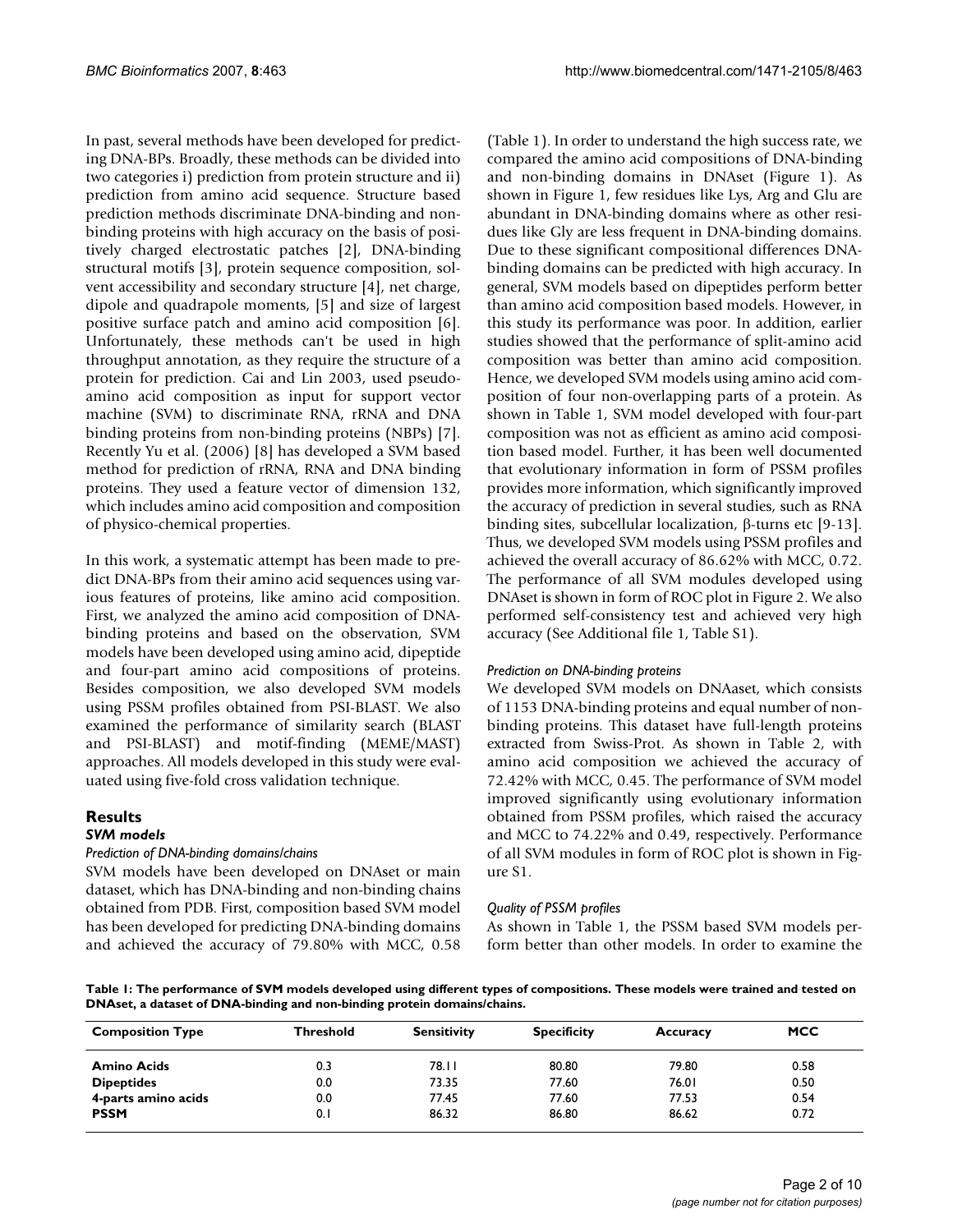In past, several methods have been developed for predicting DNA-BPs. Broadly, these methods can be divided into two categories i) prediction from protein structure and ii) prediction from amino acid sequence. Structure based prediction methods discriminate DNA-binding and non-binding proteins with high accuracy on the basis of positively charged electrostatic patches [2], DNA-binding structural motifs [3], protein sequence composition, solvent accessibility and secondary structure [4], net charge, dipole and quadrapole moments, [5] and size of largest positive surface patch and amino acid composition [6]. Unfortunately, these methods can't be used in high throughput annotation, as they require the structure of a protein for prediction. Cai and Lin 2003, used pseudo-amino acid composition as input for support vector machine (SVM) to discriminate RNA, rRNA and DNA binding proteins from non-binding proteins (NBPs) [7]. Recently Yu et al. (2006) [8] has developed a SVM based method for prediction of rRNA, RNA and DNA binding proteins. They used a feature vector of dimension 132, which includes amino acid composition and composition of physico-chemical properties.

In this work, a systematic attempt has been made to predict DNA-BPs from their amino acid sequences using various features of proteins, like amino acid composition. First, we analyzed the amino acid composition of DNA-binding proteins and based on the observation, SVM models have been developed using amino acid, dipeptide and four-part amino acid compositions of proteins. Besides composition, we also developed SVM models using PSSM profiles obtained from PSI-BLAST. We also examined the performance of similarity search (BLAST and PSI-BLAST) and motif-finding (MEME/MAST) approaches. All models developed in this study were evaluated using five-fold cross validation technique.

## Results

### SVM models

#### Prediction of DNA-binding domains/chains

SVM models have been developed on DNAset or main dataset, which has DNA-binding and non-binding chains obtained from PDB. First, composition based SVM model has been developed for predicting DNA-binding domains and achieved the accuracy of 79.80% with MCC, 0.58 (Table 1). In order to understand the high success rate, we compared the amino acid compositions of DNA-binding and non-binding domains in DNAset (Figure 1). As shown in Figure 1, few residues like Lys, Arg and Glu are abundant in DNA-binding domains where as other residues like Gly are less frequent in DNA-binding domains. Due to these significant compositional differences DNA-binding domains can be predicted with high accuracy. In general, SVM models based on dipeptides perform better than amino acid composition based models. However, in this study its performance was poor. In addition, earlier studies showed that the performance of split-amino acid composition was better than amino acid composition. Hence, we developed SVM models using amino acid composition of four non-overlapping parts of a protein. As shown in Table 1, SVM model developed with four-part composition was not as efficient as amino acid composition based model. Further, it has been well documented that evolutionary information in form of PSSM profiles provides more information, which significantly improved the accuracy of prediction in several studies, such as RNA binding sites, subcellular localization, β-turns etc [9-13]. Thus, we developed SVM models using PSSM profiles and achieved the overall accuracy of 86.62% with MCC, 0.72. The performance of all SVM modules developed using DNAset is shown in form of ROC plot in Figure 2. We also performed self-consistency test and achieved very high accuracy (See Additional file 1, Table S1).

#### Prediction on DNA-binding proteins

We developed SVM models on DNAaset, which consists of 1153 DNA-binding proteins and equal number of non-binding proteins. This dataset have full-length proteins extracted from Swiss-Prot. As shown in Table 2, with amino acid composition we achieved the accuracy of 72.42% with MCC, 0.45. The performance of SVM model improved significantly using evolutionary information obtained from PSSM profiles, which raised the accuracy and MCC to 74.22% and 0.49, respectively. Performance of all SVM modules in form of ROC plot is shown in Figure S1.

#### Quality of PSSM profiles

As shown in Table 1, the PSSM based SVM models perform better than other models. In order to examine the

**Table 1: The performance of SVM models developed using different types of compositions. These models were trained and tested on DNAset, a dataset of DNA-binding and non-binding protein domains/chains.**

| Composition Type | Threshold | Sensitivity | Specificity | Accuracy | MCC |
|---|---|---|---|---|---|
| **Amino Acids** | 0.3 | 78.11 | 80.80 | 79.80 | 0.58 |
| **Dipeptides** | 0.0 | 73.35 | 77.60 | 76.01 | 0.50 |
| **4-parts amino acids** | 0.0 | 77.45 | 77.60 | 77.53 | 0.54 |
| **PSSM** | 0.1 | 86.32 | 86.80 | 86.62 | 0.72 |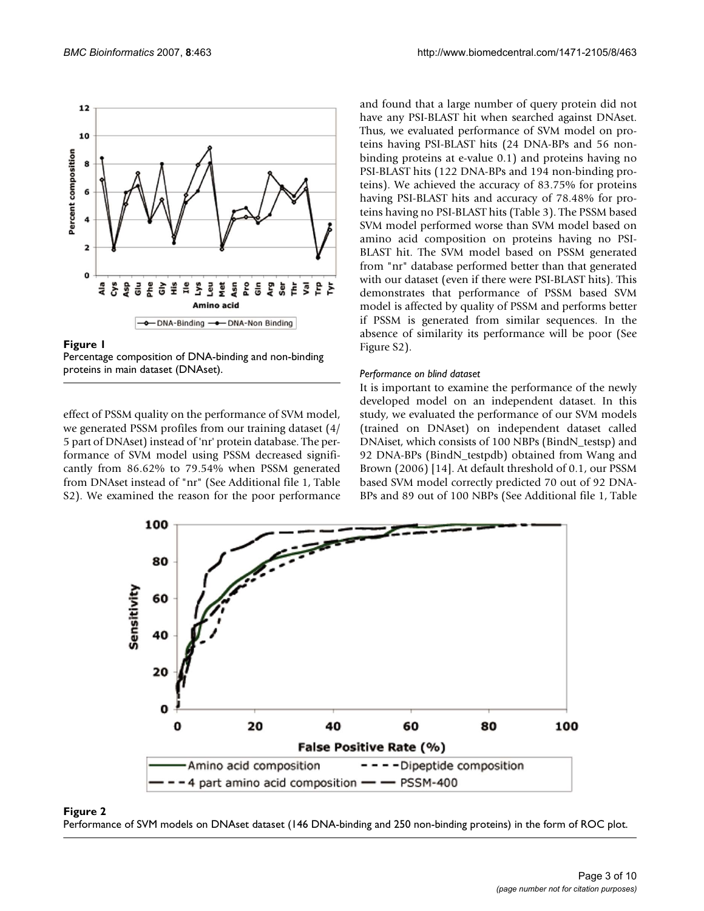Figure 1
Percentage composition of DNA-binding and non-binding proteins in main dataset (DNAset).

effect of PSSM quality on the performance of SVM model, we generated PSSM profiles from our training dataset (4/5 part of DNAset) instead of 'nr' protein database. The performance of SVM model using PSSM decreased significantly from 86.62% to 79.54% when PSSM generated from DNAset instead of "nr" (See Additional file 1, Table S2). We examined the reason for the poor performance and found that a large number of query protein did not have any PSI-BLAST hit when searched against DNAset. Thus, we evaluated performance of SVM model on proteins having PSI-BLAST hits (24 DNA-BPs and 56 non-binding proteins at e-value 0.1) and proteins having no PSI-BLAST hits (122 DNA-BPs and 194 non-binding proteins). We achieved the accuracy of 83.75% for proteins having PSI-BLAST hits and accuracy of 78.48% for proteins having no PSI-BLAST hits (Table 3). The PSSM based SVM model performed worse than SVM model based on amino acid composition on proteins having no PSI-BLAST hit. The SVM model based on PSSM generated from "nr" database performed better than that generated with our dataset (even if there were PSI-BLAST hits). This demonstrates that performance of PSSM based SVM model is affected by quality of PSSM and performs better if PSSM is generated from similar sequences. In the absence of similarity its performance will be poor (See Figure S2).

### *Performance on blind dataset*

It is important to examine the performance of the newly developed model on an independent dataset. In this study, we evaluated the performance of our SVM models (trained on DNAset) on independent dataset called DNAiset, which consists of 100 NBPs (BindN_testsp) and 92 DNA-BPs (BindN_testpdb) obtained from Wang and Brown (2006) [14]. At default threshold of 0.1, our PSSM based SVM model correctly predicted 70 out of 92 DNA-BPs and 89 out of 100 NBPs (See Additional file 1, Table

Figure 2
Performance of SVM models on DNAset dataset (146 DNA-binding and 250 non-binding proteins) in the form of ROC plot.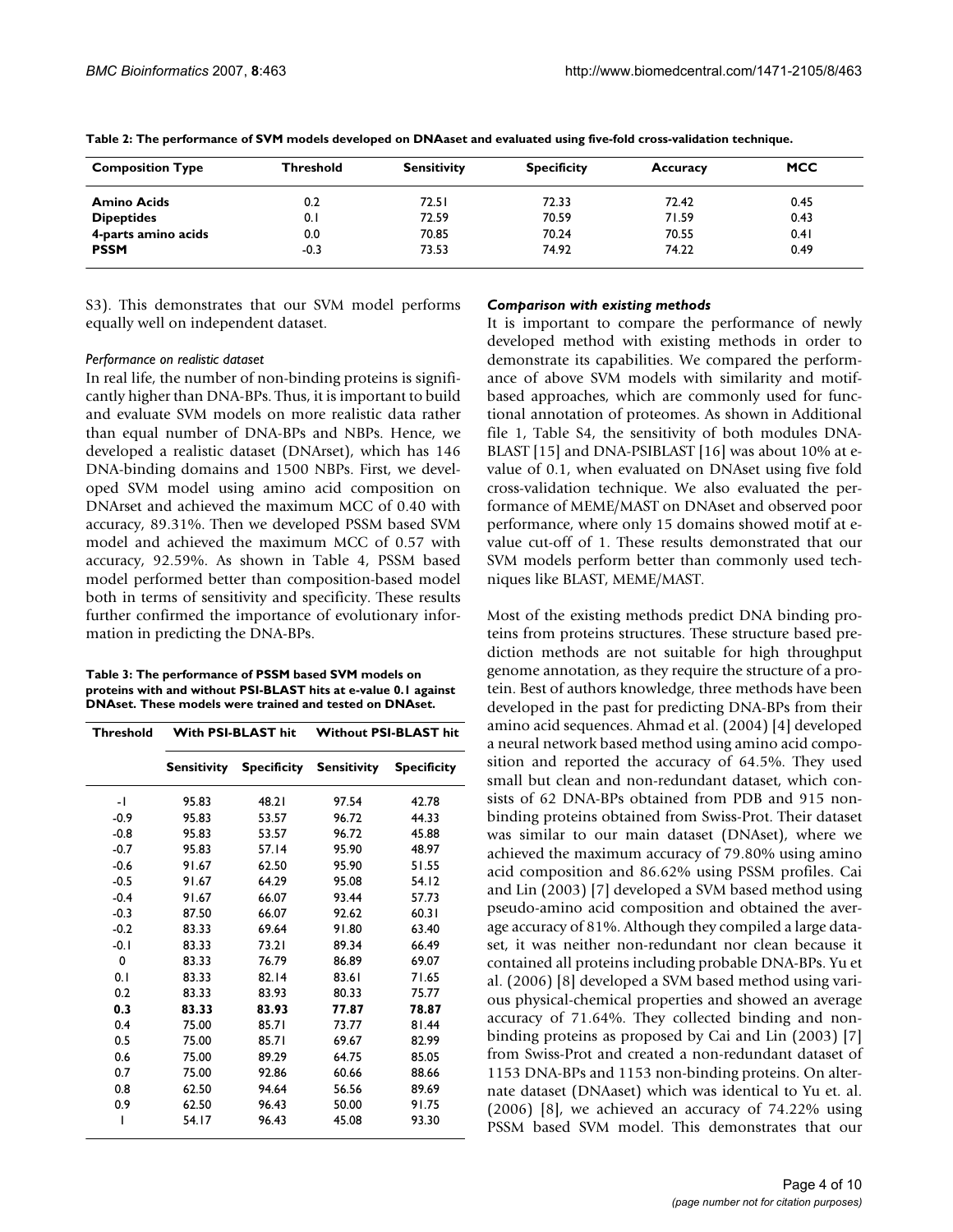**Table 2: The performance of SVM models developed on DNAaset and evaluated using five-fold cross-validation technique.**

| Composition Type | Threshold | Sensitivity | Specificity | Accuracy | MCC |
|---|---|---|---|---|---|
| **Amino Acids** | 0.2 | 72.51 | 72.33 | 72.42 | 0.45 |
| **Dipeptides** | 0.1 | 72.59 | 70.59 | 71.59 | 0.43 |
| **4-parts amino acids** | 0.0 | 70.85 | 70.24 | 70.55 | 0.41 |
| **PSSM** | -0.3 | 73.53 | 74.92 | 74.22 | 0.49 |

S3). This demonstrates that our SVM model performs equally well on independent dataset.

*Performance on realistic dataset*

In real life, the number of non-binding proteins is significantly higher than DNA-BPs. Thus, it is important to build and evaluate SVM models on more realistic data rather than equal number of DNA-BPs and NBPs. Hence, we developed a realistic dataset (DNArset), which has 146 DNA-binding domains and 1500 NBPs. First, we developed SVM model using amino acid composition on DNArset and achieved the maximum MCC of 0.40 with accuracy, 89.31%. Then we developed PSSM based SVM model and achieved the maximum MCC of 0.57 with accuracy, 92.59%. As shown in Table 4, PSSM based model performed better than composition-based model both in terms of sensitivity and specificity. These results further confirmed the importance of evolutionary information in predicting the DNA-BPs.

**Table 3: The performance of PSSM based SVM models on proteins with and without PSI-BLAST hits at e-value 0.1 against DNAset. These models were trained and tested on DNAset.**

| Threshold | With PSI-BLAST hit | | Without PSI-BLAST hit | |
|---|---|---|---|---|
| | Sensitivity | Specificity | Sensitivity | Specificity |
| -1 | 95.83 | 48.21 | 97.54 | 42.78 |
| -0.9 | 95.83 | 53.57 | 96.72 | 44.33 |
| -0.8 | 95.83 | 53.57 | 96.72 | 45.88 |
| -0.7 | 95.83 | 57.14 | 95.90 | 48.97 |
| -0.6 | 91.67 | 62.50 | 95.90 | 51.55 |
| -0.5 | 91.67 | 64.29 | 95.08 | 54.12 |
| -0.4 | 91.67 | 66.07 | 93.44 | 57.73 |
| -0.3 | 87.50 | 66.07 | 92.62 | 60.31 |
| -0.2 | 83.33 | 69.64 | 91.80 | 63.40 |
| -0.1 | 83.33 | 73.21 | 89.34 | 66.49 |
| 0 | 83.33 | 76.79 | 86.89 | 69.07 |
| 0.1 | 83.33 | 82.14 | 83.61 | 71.65 |
| 0.2 | 83.33 | 83.93 | 80.33 | 75.77 |
| **0.3** | **83.33** | **83.93** | **77.87** | **78.87** |
| 0.4 | 75.00 | 85.71 | 73.77 | 81.44 |
| 0.5 | 75.00 | 85.71 | 69.67 | 82.99 |
| 0.6 | 75.00 | 89.29 | 64.75 | 85.05 |
| 0.7 | 75.00 | 92.86 | 60.66 | 88.66 |
| 0.8 | 62.50 | 94.64 | 56.56 | 89.69 |
| 0.9 | 62.50 | 96.43 | 50.00 | 91.75 |
| 1 | 54.17 | 96.43 | 45.08 | 93.30 |

### *Comparison with existing methods*

It is important to compare the performance of newly developed method with existing methods in order to demonstrate its capabilities. We compared the performance of above SVM models with similarity and motif-based approaches, which are commonly used for functional annotation of proteomes. As shown in Additional file 1, Table S4, the sensitivity of both modules DNA-BLAST [15] and DNA-PSIBLAST [16] was about 10% at e-value of 0.1, when evaluated on DNAset using five fold cross-validation technique. We also evaluated the performance of MEME/MAST on DNAset and observed poor performance, where only 15 domains showed motif at e-value cut-off of 1. These results demonstrated that our SVM models perform better than commonly used techniques like BLAST, MEME/MAST.

Most of the existing methods predict DNA binding proteins from proteins structures. These structure based prediction methods are not suitable for high throughput genome annotation, as they require the structure of a protein. Best of authors knowledge, three methods have been developed in the past for predicting DNA-BPs from their amino acid sequences. Ahmad et al. (2004) [4] developed a neural network based method using amino acid composition and reported the accuracy of 64.5%. They used small but clean and non-redundant dataset, which consists of 62 DNA-BPs obtained from PDB and 915 non-binding proteins obtained from Swiss-Prot. Their dataset was similar to our main dataset (DNAset), where we achieved the maximum accuracy of 79.80% using amino acid composition and 86.62% using PSSM profiles. Cai and Lin (2003) [7] developed a SVM based method using pseudo-amino acid composition and obtained the average accuracy of 81%. Although they compiled a large dataset, it was neither non-redundant nor clean because it contained all proteins including probable DNA-BPs. Yu et al. (2006) [8] developed a SVM based method using various physical-chemical properties and showed an average accuracy of 71.64%. They collected binding and non-binding proteins as proposed by Cai and Lin (2003) [7] from Swiss-Prot and created a non-redundant dataset of 1153 DNA-BPs and 1153 non-binding proteins. On alternate dataset (DNAaset) which was identical to Yu et. al. (2006) [8], we achieved an accuracy of 74.22% using PSSM based SVM model. This demonstrates that our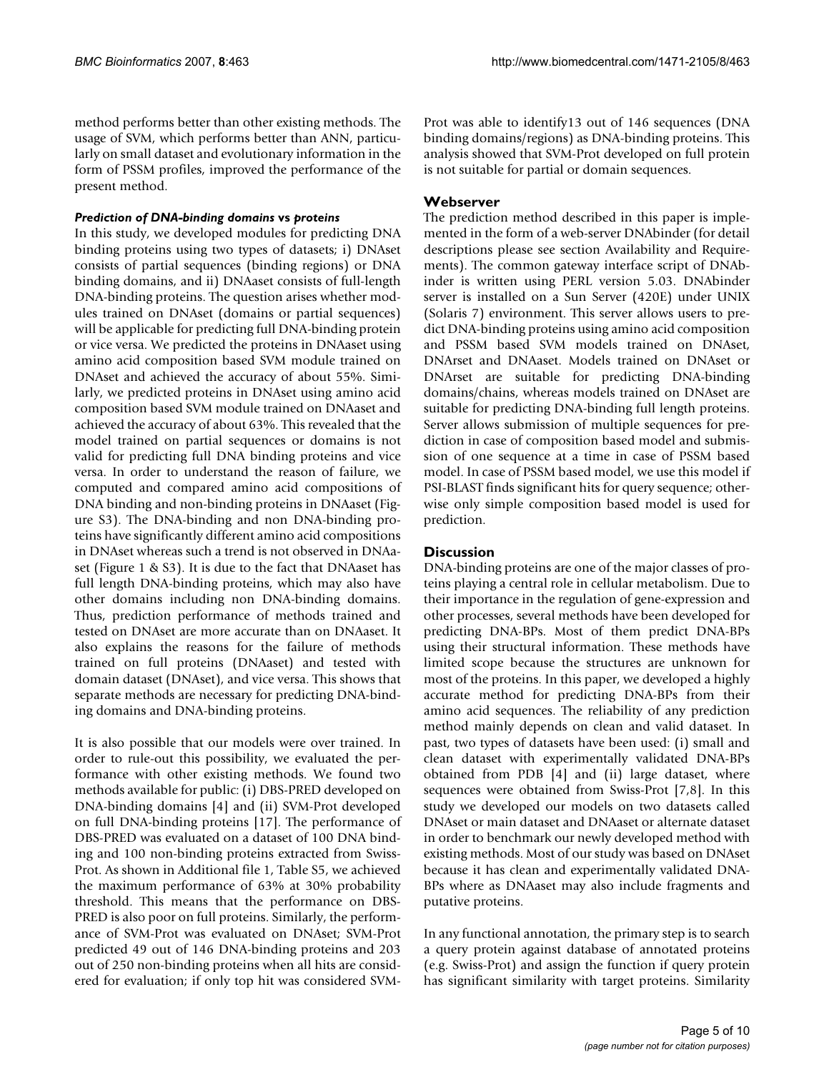method performs better than other existing methods. The usage of SVM, which performs better than ANN, particularly on small dataset and evolutionary information in the form of PSSM profiles, improved the performance of the present method.

#### *Prediction of DNA-binding domains* vs *proteins*

In this study, we developed modules for predicting DNA binding proteins using two types of datasets; i) DNAset consists of partial sequences (binding regions) or DNA binding domains, and ii) DNAaset consists of full-length DNA-binding proteins. The question arises whether modules trained on DNAset (domains or partial sequences) will be applicable for predicting full DNA-binding protein or vice versa. We predicted the proteins in DNAaset using amino acid composition based SVM module trained on DNAset and achieved the accuracy of about 55%. Similarly, we predicted proteins in DNAset using amino acid composition based SVM module trained on DNAaset and achieved the accuracy of about 63%. This revealed that the model trained on partial sequences or domains is not valid for predicting full DNA binding proteins and vice versa. In order to understand the reason of failure, we computed and compared amino acid compositions of DNA binding and non-binding proteins in DNAaset (Figure S3). The DNA-binding and non DNA-binding proteins have significantly different amino acid compositions in DNAset whereas such a trend is not observed in DNAaset (Figure 1 & S3). It is due to the fact that DNAaset has full length DNA-binding proteins, which may also have other domains including non DNA-binding domains. Thus, prediction performance of methods trained and tested on DNAset are more accurate than on DNAaset. It also explains the reasons for the failure of methods trained on full proteins (DNAaset) and tested with domain dataset (DNAset), and vice versa. This shows that separate methods are necessary for predicting DNA-binding domains and DNA-binding proteins.

It is also possible that our models were over trained. In order to rule-out this possibility, we evaluated the performance with other existing methods. We found two methods available for public: (i) DBS-PRED developed on DNA-binding domains [4] and (ii) SVM-Prot developed on full DNA-binding proteins [17]. The performance of DBS-PRED was evaluated on a dataset of 100 DNA binding and 100 non-binding proteins extracted from Swiss-Prot. As shown in Additional file 1, Table S5, we achieved the maximum performance of 63% at 30% probability threshold. This means that the performance on DBS-PRED is also poor on full proteins. Similarly, the performance of SVM-Prot was evaluated on DNAset; SVM-Prot predicted 49 out of 146 DNA-binding proteins and 203 out of 250 non-binding proteins when all hits are considered for evaluation; if only top hit was considered SVM-Prot was able to identify13 out of 146 sequences (DNA binding domains/regions) as DNA-binding proteins. This analysis showed that SVM-Prot developed on full protein is not suitable for partial or domain sequences.

### Webserver

The prediction method described in this paper is implemented in the form of a web-server DNAbinder (for detail descriptions please see section Availability and Requirements). The common gateway interface script of DNAbinder is written using PERL version 5.03. DNAbinder server is installed on a Sun Server (420E) under UNIX (Solaris 7) environment. This server allows users to predict DNA-binding proteins using amino acid composition and PSSM based SVM models trained on DNAset, DNArset and DNAaset. Models trained on DNAset or DNArset are suitable for predicting DNA-binding domains/chains, whereas models trained on DNAset are suitable for predicting DNA-binding full length proteins. Server allows submission of multiple sequences for prediction in case of composition based model and submission of one sequence at a time in case of PSSM based model. In case of PSSM based model, we use this model if PSI-BLAST finds significant hits for query sequence; otherwise only simple composition based model is used for prediction.

## Discussion

DNA-binding proteins are one of the major classes of proteins playing a central role in cellular metabolism. Due to their importance in the regulation of gene-expression and other processes, several methods have been developed for predicting DNA-BPs. Most of them predict DNA-BPs using their structural information. These methods have limited scope because the structures are unknown for most of the proteins. In this paper, we developed a highly accurate method for predicting DNA-BPs from their amino acid sequences. The reliability of any prediction method mainly depends on clean and valid dataset. In past, two types of datasets have been used: (i) small and clean dataset with experimentally validated DNA-BPs obtained from PDB [4] and (ii) large dataset, where sequences were obtained from Swiss-Prot [7,8]. In this study we developed our models on two datasets called DNAset or main dataset and DNAaset or alternate dataset in order to benchmark our newly developed method with existing methods. Most of our study was based on DNAset because it has clean and experimentally validated DNA-BPs where as DNAaset may also include fragments and putative proteins.

In any functional annotation, the primary step is to search a query protein against database of annotated proteins (e.g. Swiss-Prot) and assign the function if query protein has significant similarity with target proteins. Similarity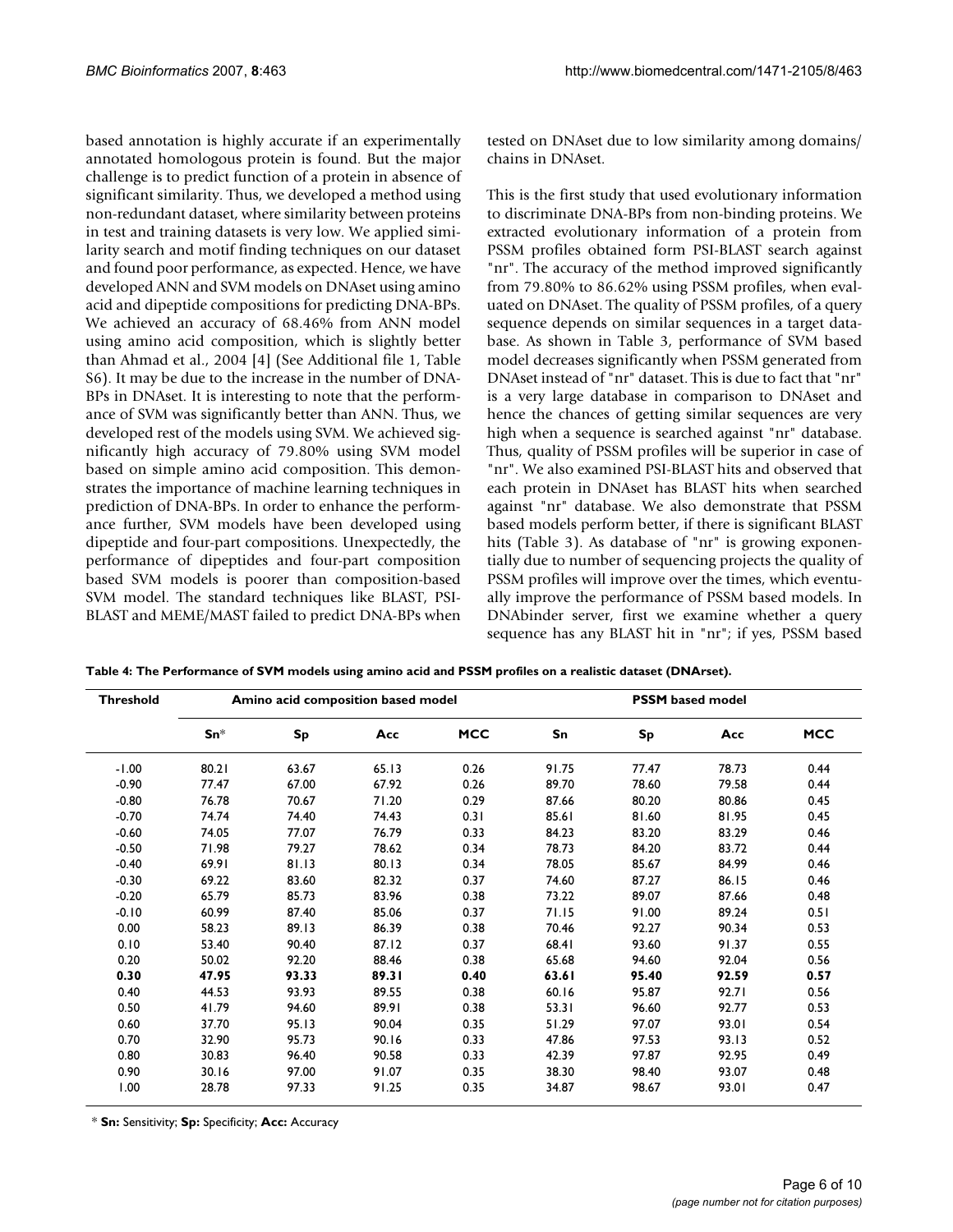based annotation is highly accurate if an experimentally annotated homologous protein is found. But the major challenge is to predict function of a protein in absence of significant similarity. Thus, we developed a method using non-redundant dataset, where similarity between proteins in test and training datasets is very low. We applied similarity search and motif finding techniques on our dataset and found poor performance, as expected. Hence, we have developed ANN and SVM models on DNAset using amino acid and dipeptide compositions for predicting DNA-BPs. We achieved an accuracy of 68.46% from ANN model using amino acid composition, which is slightly better than Ahmad et al., 2004 [4] (See Additional file 1, Table S6). It may be due to the increase in the number of DNA-BPs in DNAset. It is interesting to note that the performance of SVM was significantly better than ANN. Thus, we developed rest of the models using SVM. We achieved significantly high accuracy of 79.80% using SVM model based on simple amino acid composition. This demonstrates the importance of machine learning techniques in prediction of DNA-BPs. In order to enhance the performance further, SVM models have been developed using dipeptide and four-part compositions. Unexpectedly, the performance of dipeptides and four-part composition based SVM models is poorer than composition-based SVM model. The standard techniques like BLAST, PSI-BLAST and MEME/MAST failed to predict DNA-BPs when tested on DNAset due to low similarity among domains/ chains in DNAset.

This is the first study that used evolutionary information to discriminate DNA-BPs from non-binding proteins. We extracted evolutionary information of a protein from PSSM profiles obtained form PSI-BLAST search against "nr". The accuracy of the method improved significantly from 79.80% to 86.62% using PSSM profiles, when evaluated on DNAset. The quality of PSSM profiles, of a query sequence depends on similar sequences in a target database. As shown in Table 3, performance of SVM based model decreases significantly when PSSM generated from DNAset instead of "nr" dataset. This is due to fact that "nr" is a very large database in comparison to DNAset and hence the chances of getting similar sequences are very high when a sequence is searched against "nr" database. Thus, quality of PSSM profiles will be superior in case of "nr". We also examined PSI-BLAST hits and observed that each protein in DNAset has BLAST hits when searched against "nr" database. We also demonstrate that PSSM based models perform better, if there is significant BLAST hits (Table 3). As database of "nr" is growing exponentially due to number of sequencing projects the quality of PSSM profiles will improve over the times, which eventually improve the performance of PSSM based models. In DNAbinder server, first we examine whether a query sequence has any BLAST hit in "nr"; if yes, PSSM based

**Table 4: The Performance of SVM models using amino acid and PSSM profiles on a realistic dataset (DNArset).**

| Threshold | Amino acid composition based model | | | | PSSM based model | | | |
|---|---|---|---|---|---|---|---|---|
| | Sn* | Sp | Acc | MCC | Sn | Sp | Acc | MCC |
| -1.00 | 80.21 | 63.67 | 65.13 | 0.26 | 91.75 | 77.47 | 78.73 | 0.44 |
| -0.90 | 77.47 | 67.00 | 67.92 | 0.26 | 89.70 | 78.60 | 79.58 | 0.44 |
| -0.80 | 76.78 | 70.67 | 71.20 | 0.29 | 87.66 | 80.20 | 80.86 | 0.45 |
| -0.70 | 74.74 | 74.40 | 74.43 | 0.31 | 85.61 | 81.60 | 81.95 | 0.45 |
| -0.60 | 74.05 | 77.07 | 76.79 | 0.33 | 84.23 | 83.20 | 83.29 | 0.46 |
| -0.50 | 71.98 | 79.27 | 78.62 | 0.34 | 78.73 | 84.20 | 83.72 | 0.44 |
| -0.40 | 69.91 | 81.13 | 80.13 | 0.34 | 78.05 | 85.67 | 84.99 | 0.46 |
| -0.30 | 69.22 | 83.60 | 82.32 | 0.37 | 74.60 | 87.27 | 86.15 | 0.46 |
| -0.20 | 65.79 | 85.73 | 83.96 | 0.38 | 73.22 | 89.07 | 87.66 | 0.48 |
| -0.10 | 60.99 | 87.40 | 85.06 | 0.37 | 71.15 | 91.00 | 89.24 | 0.51 |
| 0.00 | 58.23 | 89.13 | 86.39 | 0.38 | 70.46 | 92.27 | 90.34 | 0.53 |
| 0.10 | 53.40 | 90.40 | 87.12 | 0.37 | 68.41 | 93.60 | 91.37 | 0.55 |
| 0.20 | 50.02 | 92.20 | 88.46 | 0.38 | 65.68 | 94.60 | 92.04 | 0.56 |
| **0.30** | **47.95** | **93.33** | **89.31** | **0.40** | **63.61** | **95.40** | **92.59** | **0.57** |
| 0.40 | 44.53 | 93.93 | 89.55 | 0.38 | 60.16 | 95.87 | 92.71 | 0.56 |
| 0.50 | 41.79 | 94.60 | 89.91 | 0.38 | 53.31 | 96.60 | 92.77 | 0.53 |
| 0.60 | 37.70 | 95.13 | 90.04 | 0.35 | 51.29 | 97.07 | 93.01 | 0.54 |
| 0.70 | 32.90 | 95.73 | 90.16 | 0.33 | 47.86 | 97.53 | 93.13 | 0.52 |
| 0.80 | 30.83 | 96.40 | 90.58 | 0.33 | 42.39 | 97.87 | 92.95 | 0.49 |
| 0.90 | 30.16 | 97.00 | 91.07 | 0.35 | 38.30 | 98.40 | 93.07 | 0.48 |
| 1.00 | 28.78 | 97.33 | 91.25 | 0.35 | 34.87 | 98.67 | 93.01 | 0.47 |

\* **Sn:** Sensitivity; **Sp:** Specificity; **Acc:** Accuracy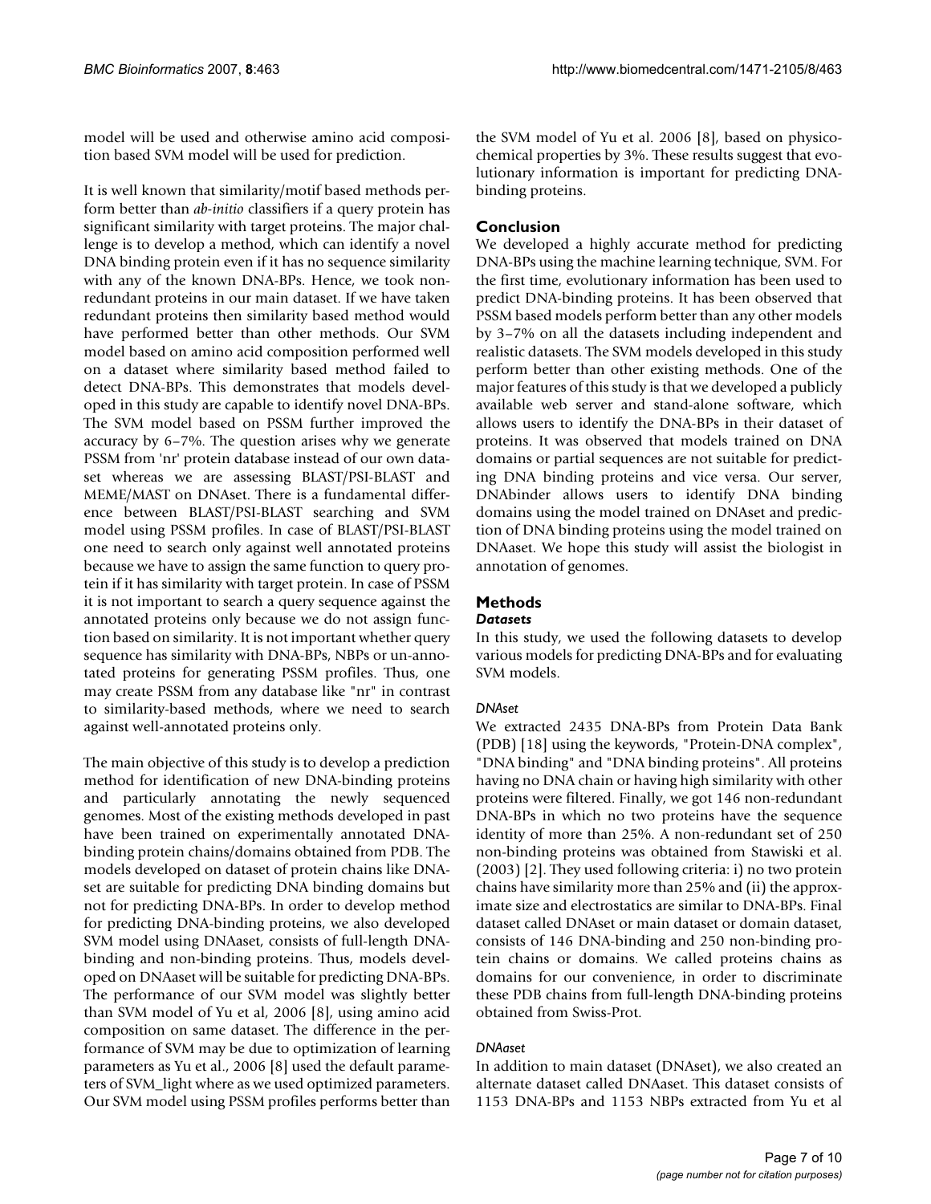model will be used and otherwise amino acid composition based SVM model will be used for prediction.

It is well known that similarity/motif based methods perform better than *ab-initio* classifiers if a query protein has significant similarity with target proteins. The major challenge is to develop a method, which can identify a novel DNA binding protein even if it has no sequence similarity with any of the known DNA-BPs. Hence, we took non-redundant proteins in our main dataset. If we have taken redundant proteins then similarity based method would have performed better than other methods. Our SVM model based on amino acid composition performed well on a dataset where similarity based method failed to detect DNA-BPs. This demonstrates that models developed in this study are capable to identify novel DNA-BPs. The SVM model based on PSSM further improved the accuracy by 6–7%. The question arises why we generate PSSM from 'nr' protein database instead of our own dataset whereas we are assessing BLAST/PSI-BLAST and MEME/MAST on DNAset. There is a fundamental difference between BLAST/PSI-BLAST searching and SVM model using PSSM profiles. In case of BLAST/PSI-BLAST one need to search only against well annotated proteins because we have to assign the same function to query protein if it has similarity with target protein. In case of PSSM it is not important to search a query sequence against the annotated proteins only because we do not assign function based on similarity. It is not important whether query sequence has similarity with DNA-BPs, NBPs or un-annotated proteins for generating PSSM profiles. Thus, one may create PSSM from any database like "nr" in contrast to similarity-based methods, where we need to search against well-annotated proteins only.

The main objective of this study is to develop a prediction method for identification of new DNA-binding proteins and particularly annotating the newly sequenced genomes. Most of the existing methods developed in past have been trained on experimentally annotated DNA-binding protein chains/domains obtained from PDB. The models developed on dataset of protein chains like DNAset are suitable for predicting DNA binding domains but not for predicting DNA-BPs. In order to develop method for predicting DNA-binding proteins, we also developed SVM model using DNAaset, consists of full-length DNA-binding and non-binding proteins. Thus, models developed on DNAaset will be suitable for predicting DNA-BPs. The performance of our SVM model was slightly better than SVM model of Yu et al, 2006 [8], using amino acid composition on same dataset. The difference in the performance of SVM may be due to optimization of learning parameters as Yu et al., 2006 [8] used the default parameters of SVM_light where as we used optimized parameters. Our SVM model using PSSM profiles performs better than the SVM model of Yu et al. 2006 [8], based on physico-chemical properties by 3%. These results suggest that evolutionary information is important for predicting DNA-binding proteins.

## Conclusion

We developed a highly accurate method for predicting DNA-BPs using the machine learning technique, SVM. For the first time, evolutionary information has been used to predict DNA-binding proteins. It has been observed that PSSM based models perform better than any other models by 3–7% on all the datasets including independent and realistic datasets. The SVM models developed in this study perform better than other existing methods. One of the major features of this study is that we developed a publicly available web server and stand-alone software, which allows users to identify the DNA-BPs in their dataset of proteins. It was observed that models trained on DNA domains or partial sequences are not suitable for predicting DNA binding proteins and vice versa. Our server, DNAbinder allows users to identify DNA binding domains using the model trained on DNAset and prediction of DNA binding proteins using the model trained on DNAaset. We hope this study will assist the biologist in annotation of genomes.

## Methods

### Datasets

In this study, we used the following datasets to develop various models for predicting DNA-BPs and for evaluating SVM models.

#### *DNAset*

We extracted 2435 DNA-BPs from Protein Data Bank (PDB) [18] using the keywords, "Protein-DNA complex", "DNA binding" and "DNA binding proteins". All proteins having no DNA chain or having high similarity with other proteins were filtered. Finally, we got 146 non-redundant DNA-BPs in which no two proteins have the sequence identity of more than 25%. A non-redundant set of 250 non-binding proteins was obtained from Stawiski et al. (2003) [2]. They used following criteria: i) no two protein chains have similarity more than 25% and (ii) the approximate size and electrostatics are similar to DNA-BPs. Final dataset called DNAset or main dataset or domain dataset, consists of 146 DNA-binding and 250 non-binding protein chains or domains. We called proteins chains as domains for our convenience, in order to discriminate these PDB chains from full-length DNA-binding proteins obtained from Swiss-Prot.

#### *DNAaset*

In addition to main dataset (DNAset), we also created an alternate dataset called DNAaset. This dataset consists of 1153 DNA-BPs and 1153 NBPs extracted from Yu et al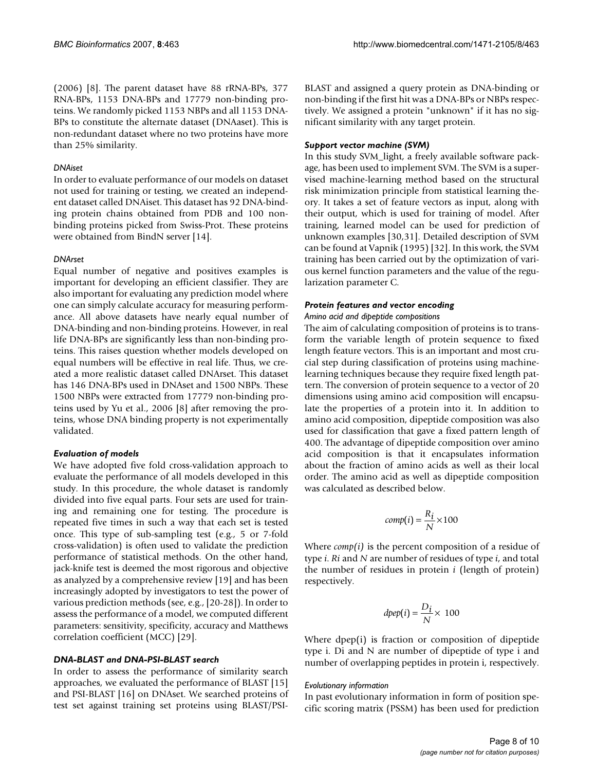(2006) [8]. The parent dataset have 88 rRNA-BPs, 377 RNA-BPs, 1153 DNA-BPs and 17779 non-binding proteins. We randomly picked 1153 NBPs and all 1153 DNA-BPs to constitute the alternate dataset (DNAaset). This is non-redundant dataset where no two proteins have more than 25% similarity.

#### *DNAiset*

In order to evaluate performance of our models on dataset not used for training or testing, we created an independent dataset called DNAiset. This dataset has 92 DNA-binding protein chains obtained from PDB and 100 non-binding proteins picked from Swiss-Prot. These proteins were obtained from BindN server [14].

#### *DNArset*

Equal number of negative and positives examples is important for developing an efficient classifier. They are also important for evaluating any prediction model where one can simply calculate accuracy for measuring performance. All above datasets have nearly equal number of DNA-binding and non-binding proteins. However, in real life DNA-BPs are significantly less than non-binding proteins. This raises question whether models developed on equal numbers will be effective in real life. Thus, we created a more realistic dataset called DNArset. This dataset has 146 DNA-BPs used in DNAset and 1500 NBPs. These 1500 NBPs were extracted from 17779 non-binding proteins used by Yu et al., 2006 [8] after removing the proteins, whose DNA binding property is not experimentally validated.

### *Evaluation of models*

We have adopted five fold cross-validation approach to evaluate the performance of all models developed in this study. In this procedure, the whole dataset is randomly divided into five equal parts. Four sets are used for training and remaining one for testing. The procedure is repeated five times in such a way that each set is tested once. This type of sub-sampling test (e.g., 5 or 7-fold cross-validation) is often used to validate the prediction performance of statistical methods. On the other hand, jack-knife test is deemed the most rigorous and objective as analyzed by a comprehensive review [19] and has been increasingly adopted by investigators to test the power of various prediction methods (see, e.g., [20-28]). In order to assess the performance of a model, we computed different parameters: sensitivity, specificity, accuracy and Matthews correlation coefficient (MCC) [29].

### *DNA-BLAST and DNA-PSI-BLAST search*

In order to assess the performance of similarity search approaches, we evaluated the performance of BLAST [15] and PSI-BLAST [16] on DNAset. We searched proteins of test set against training set proteins using BLAST/PSI-BLAST and assigned a query protein as DNA-binding or non-binding if the first hit was a DNA-BPs or NBPs respectively. We assigned a protein "unknown" if it has no significant similarity with any target protein.

### *Support vector machine (SVM)*

In this study SVM_light, a freely available software package, has been used to implement SVM. The SVM is a supervised machine-learning method based on the structural risk minimization principle from statistical learning theory. It takes a set of feature vectors as input, along with their output, which is used for training of model. After training, learned model can be used for prediction of unknown examples [30,31]. Detailed description of SVM can be found at Vapnik (1995) [32]. In this work, the SVM training has been carried out by the optimization of various kernel function parameters and the value of the regularization parameter C.

### *Protein features and vector encoding*

#### *Amino acid and dipeptide compositions*

The aim of calculating composition of proteins is to transform the variable length of protein sequence to fixed length feature vectors. This is an important and most crucial step during classification of proteins using machine-learning techniques because they require fixed length pattern. The conversion of protein sequence to a vector of 20 dimensions using amino acid composition will encapsulate the properties of a protein into it. In addition to amino acid composition, dipeptide composition was also used for classification that gave a fixed pattern length of 400. The advantage of dipeptide composition over amino acid composition is that it encapsulates information about the fraction of amino acids as well as their local order. The amino acid as well as dipeptide composition was calculated as described below.

$$comp(i) = \frac{R_i}{N} \times 100$$

Where *comp(i)* is the percent composition of a residue of type *i*. *Ri* and *N* are number of residues of type *i*, and total the number of residues in protein *i* (length of protein) respectively.

$$dpep(i) = \frac{D_i}{N} \times 100$$

Where dpep(i) is fraction or composition of dipeptide type i. Di and N are number of dipeptide of type i and number of overlapping peptides in protein i, respectively.

#### *Evolutionary information*

In past evolutionary information in form of position specific scoring matrix (PSSM) has been used for prediction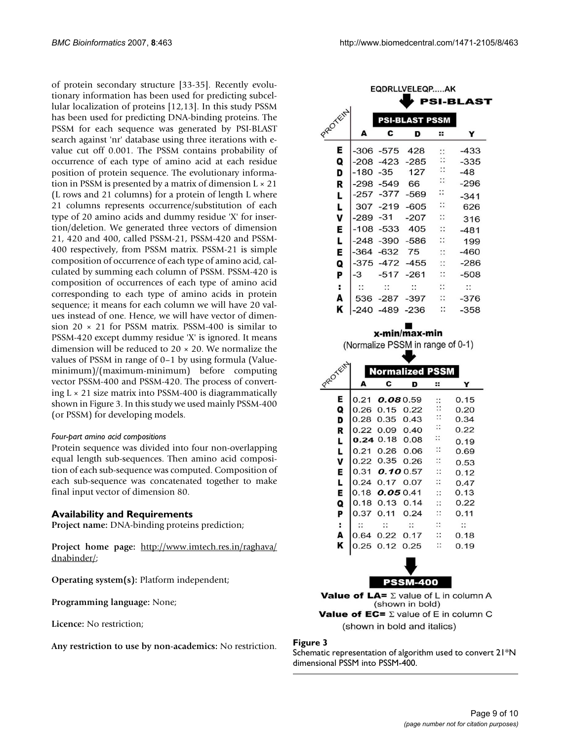of protein secondary structure [33-35]. Recently evolutionary information has been used for predicting subcellular localization of proteins [12,13]. In this study PSSM has been used for predicting DNA-binding proteins. The PSSM for each sequence was generated by PSI-BLAST search against 'nr' database using three iterations with e-value cut off 0.001. The PSSM contains probability of occurrence of each type of amino acid at each residue position of protein sequence. The evolutionary information in PSSM is presented by a matrix of dimension L × 21 (L rows and 21 columns) for a protein of length L where 21 columns represents occurrence/substitution of each type of 20 amino acids and dummy residue 'X' for insertion/deletion. We generated three vectors of dimension 21, 420 and 400, called PSSM-21, PSSM-420 and PSSM-400 respectively, from PSSM matrix. PSSM-21 is simple composition of occurrence of each type of amino acid, calculated by summing each column of PSSM. PSSM-420 is composition of occurrences of each type of amino acid corresponding to each type of amino acids in protein sequence; it means for each column we will have 20 values instead of one. Hence, we will have vector of dimension 20 × 21 for PSSM matrix. PSSM-400 is similar to PSSM-420 except dummy residue 'X' is ignored. It means dimension will be reduced to 20 × 20. We normalize the values of PSSM in range of 0–1 by using formula (Value-minimum)/(maximum-minimum) before computing vector PSSM-400 and PSSM-420. The process of converting L × 21 size matrix into PSSM-400 is diagrammatically shown in Figure 3. In this study we used mainly PSSM-400 (or PSSM) for developing models.

#### *Four-part amino acid compositions*

Protein sequence was divided into four non-overlapping equal length sub-sequences. Then amino acid composition of each sub-sequence was computed. Composition of each sub-sequence was concatenated together to make final input vector of dimension 80.

### Availability and Requirements

**Project name:** DNA-binding proteins prediction;

**Project home page:** http://www.imtech.res.in/raghava/dnabinder/;

**Operating system(s):** Platform independent;

**Programming language:** None;

**Licence:** No restriction;

**Any restriction to use by non-academics:** No restriction.

EQDRLLVELEQP.....AK

PSI-BLAST

PSI-BLAST PSSM

| PROTEIN | A | C | D | :: | Y |
|---|---|---|---|---|---|
| E | -306 | -575 | 428 | :: | -433 |
| Q | -208 | -423 | -285 | :: | -335 |
| D | -180 | -35 | 127 | :: | -48 |
| R | -298 | -549 | 66 | :: | -296 |
| L | -257 | -377 | -569 | :: | -341 |
| L | 307 | -219 | -605 | :: | 626 |
| V | -289 | -31 | -207 | :: | 316 |
| E | -108 | -533 | 405 | :: | -481 |
| L | -248 | -390 | -586 | :: | 199 |
| E | -364 | -632 | 75 | :: | -460 |
| Q | -375 | -472 | -455 | :: | -286 |
| P | -3 | -517 | -261 | :: | -508 |
| : | :: | :: | :: | :: | :: |
| A | 536 | -287 | -397 | :: | -376 |
| K | -240 | -489 | -236 | :: | -358 |

x-min/max-min

(Normalize PSSM in range of 0-1)

Normalized PSSM

| PROTEIN | A | C | D | :: | Y |
|---|---|---|---|---|---|
| E | 0.21 | ***0.08*** | 0.59 | :: | 0.15 |
| Q | 0.26 | 0.15 | 0.22 | :: | 0.20 |
| D | 0.28 | 0.35 | 0.43 | :: | 0.34 |
| R | 0.22 | 0.09 | 0.40 | :: | 0.22 |
| L | **0.24** | 0.18 | 0.08 | :: | 0.19 |
| L | 0.21 | 0.26 | 0.06 | :: | 0.69 |
| V | 0.22 | 0.35 | 0.26 | :: | 0.53 |
| E | 0.31 | ***0.10*** | 0.57 | :: | 0.12 |
| L | 0.24 | 0.17 | 0.07 | :: | 0.47 |
| E | 0.18 | ***0.05*** | 0.41 | :: | 0.13 |
| Q | 0.18 | 0.13 | 0.14 | :: | 0.22 |
| P | 0.37 | 0.11 | 0.24 | :: | 0.11 |
| : | :: | :: | :: | :: | :: |
| A | 0.64 | 0.22 | 0.17 | :: | 0.18 |
| K | 0.25 | 0.12 | 0.25 | :: | 0.19 |

PSSM-400

**Value of LA=** Σ value of L in column A (shown in bold)

**Value of EC=** Σ value of E in column C (shown in bold and italics)

**Figure 3**

Schematic representation of algorithm used to convert 21*N dimensional PSSM into PSSM-400.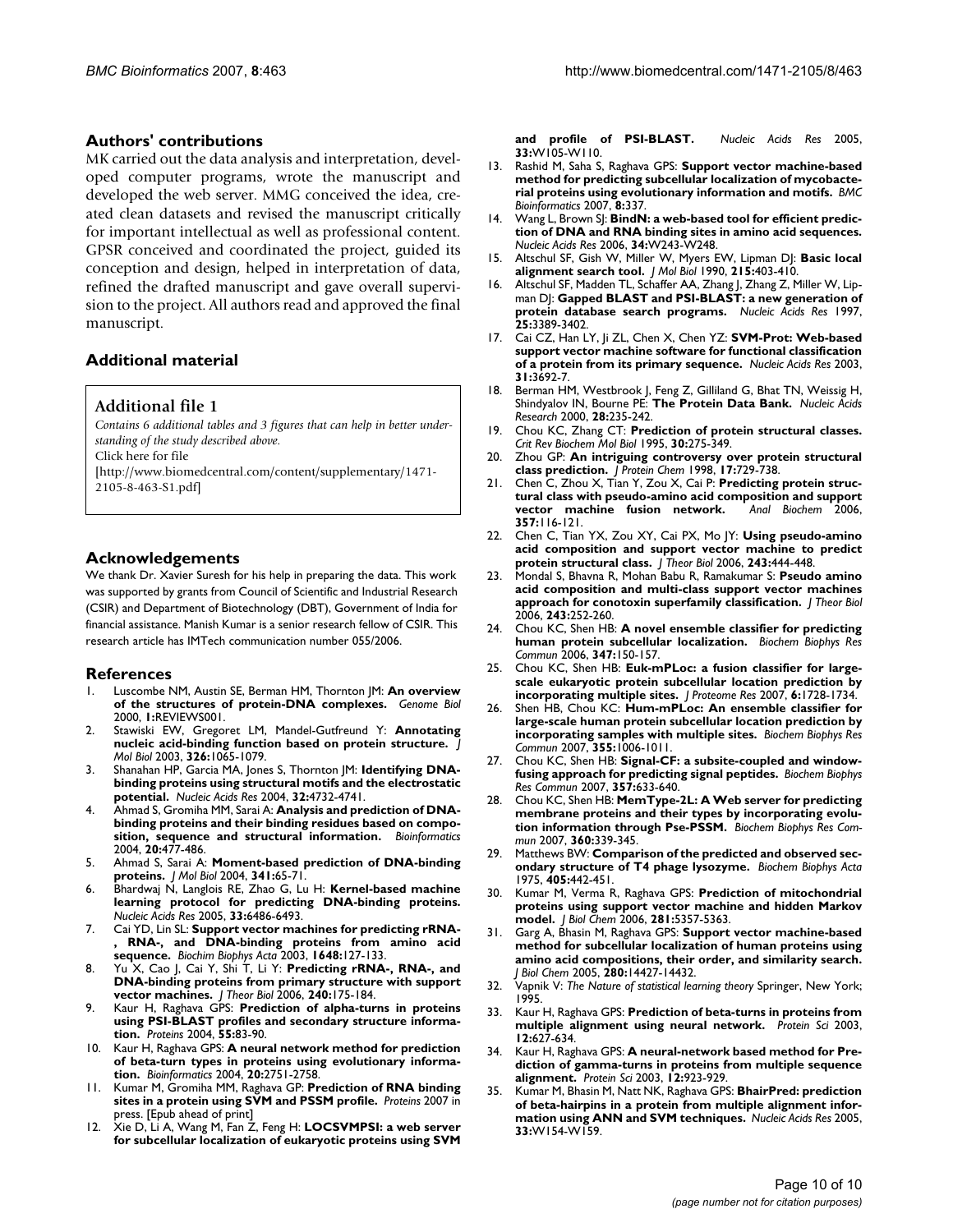## Authors' contributions

MK carried out the data analysis and interpretation, developed computer programs, wrote the manuscript and developed the web server. MMG conceived the idea, created clean datasets and revised the manuscript critically for important intellectual as well as professional content. GPSR conceived and coordinated the project, guided its conception and design, helped in interpretation of data, refined the drafted manuscript and gave overall supervision to the project. All authors read and approved the final manuscript.

## Additional material

### Additional file 1

*Contains 6 additional tables and 3 figures that can help in better understanding of the study described above.*
Click here for file
[http://www.biomedcentral.com/content/supplementary/1471-2105-8-463-S1.pdf]

## Acknowledgements

We thank Dr. Xavier Suresh for his help in preparing the data. This work was supported by grants from Council of Scientific and Industrial Research (CSIR) and Department of Biotechnology (DBT), Government of India for financial assistance. Manish Kumar is a senior research fellow of CSIR. This research article has IMTech communication number 055/2006.

## References

1. Luscombe NM, Austin SE, Berman HM, Thornton JM: **An overview of the structures of protein-DNA complexes.** *Genome Biol* 2000, **1:**REVIEWS001.
2. Stawiski EW, Gregoret LM, Mandel-Gutfreund Y: **Annotating nucleic acid-binding function based on protein structure.** *J Mol Biol* 2003, **326:**1065-1079.
3. Shanahan HP, Garcia MA, Jones S, Thornton JM: **Identifying DNA-binding proteins using structural motifs and the electrostatic potential.** *Nucleic Acids Res* 2004, **32:**4732-4741.
4. Ahmad S, Gromiha MM, Sarai A: **Analysis and prediction of DNA-binding proteins and their binding residues based on composition, sequence and structural information.** *Bioinformatics* 2004, **20:**477-486.
5. Ahmad S, Sarai A: **Moment-based prediction of DNA-binding proteins.** *J Mol Biol* 2004, **341:**65-71.
6. Bhardwaj N, Langlois RE, Zhao G, Lu H: **Kernel-based machine learning protocol for predicting DNA-binding proteins.** *Nucleic Acids Res* 2005, **33:**6486-6493.
7. Cai YD, Lin SL: **Support vector machines for predicting rRNA-, RNA-, and DNA-binding proteins from amino acid sequence.** *Biochim Biophys Acta* 2003, **1648:**127-133.
8. Yu X, Cao J, Cai Y, Shi T, Li Y: **Predicting rRNA-, RNA-, and DNA-binding proteins from primary structure with support vector machines.** *J Theor Biol* 2006, **240:**175-184.
9. Kaur H, Raghava GPS: **Prediction of alpha-turns in proteins using PSI-BLAST profiles and secondary structure information.** *Proteins* 2004, **55:**83-90.
10. Kaur H, Raghava GPS: **A neural network method for prediction of beta-turn types in proteins using evolutionary information.** *Bioinformatics* 2004, **20:**2751-2758.
11. Kumar M, Gromiha MM, Raghava GP: **Prediction of RNA binding sites in a protein using SVM and PSSM profile.** *Proteins* 2007 in press. [Epub ahead of print]
12. Xie D, Li A, Wang M, Fan Z, Feng H: **LOCSVMPSI: a web server for subcellular localization of eukaryotic proteins using SVM and profile of PSI-BLAST.** *Nucleic Acids Res* 2005, **33:**W105-W110.
13. Rashid M, Saha S, Raghava GPS: **Support vector machine-based method for predicting subcellular localization of mycobacterial proteins using evolutionary information and motifs.** *BMC Bioinformatics* 2007, **8:**337.
14. Wang L, Brown SJ: **BindN: a web-based tool for efficient prediction of DNA and RNA binding sites in amino acid sequences.** *Nucleic Acids Res* 2006, **34:**W243-W248.
15. Altschul SF, Gish W, Miller W, Myers EW, Lipman DJ: **Basic local alignment search tool.** *J Mol Biol* 1990, **215:**403-410.
16. Altschul SF, Madden TL, Schaffer AA, Zhang J, Zhang Z, Miller W, Lipman DJ: **Gapped BLAST and PSI-BLAST: a new generation of protein database search programs.** *Nucleic Acids Res* 1997, **25:**3389-3402.
17. Cai CZ, Han LY, Ji ZL, Chen X, Chen YZ: **SVM-Prot: Web-based support vector machine software for functional classification of a protein from its primary sequence.** *Nucleic Acids Res* 2003, **31:**3692-7.
18. Berman HM, Westbrook J, Feng Z, Gilliland G, Bhat TN, Weissig H, Shindyalov IN, Bourne PE: **The Protein Data Bank.** *Nucleic Acids Research* 2000, **28:**235-242.
19. Chou KC, Zhang CT: **Prediction of protein structural classes.** *Crit Rev Biochem Mol Biol* 1995, **30:**275-349.
20. Zhou GP: **An intriguing controversy over protein structural class prediction.** *J Protein Chem* 1998, **17:**729-738.
21. Chen C, Zhou X, Tian Y, Zou X, Cai P: **Predicting protein structural class with pseudo-amino acid composition and support vector machine fusion network.** *Anal Biochem* 2006, **357:**116-121.
22. Chen C, Tian YX, Zou XY, Cai PX, Mo JY: **Using pseudo-amino acid composition and support vector machine to predict protein structural class.** *J Theor Biol* 2006, **243:**444-448.
23. Mondal S, Bhavna R, Mohan Babu R, Ramakumar S: **Pseudo amino acid composition and multi-class support vector machines approach for conotoxin superfamily classification.** *J Theor Biol* 2006, **243:**252-260.
24. Chou KC, Shen HB: **A novel ensemble classifier for predicting human protein subcellular localization.** *Biochem Biophys Res Commun* 2006, **347:**150-157.
25. Chou KC, Shen HB: **Euk-mPLoc: a fusion classifier for large-scale eukaryotic protein subcellular location prediction by incorporating multiple sites.** *J Proteome Res* 2007, **6:**1728-1734.
26. Shen HB, Chou KC: **Hum-mPLoc: An ensemble classifier for large-scale human protein subcellular location prediction by incorporating samples with multiple sites.** *Biochem Biophys Res Commun* 2007, **355:**1006-1011.
27. Chou KC, Shen HB: **Signal-CF: a subsite-coupled and window-fusing approach for predicting signal peptides.** *Biochem Biophys Res Commun* 2007, **357:**633-640.
28. Chou KC, Shen HB: **MemType-2L: A Web server for predicting membrane proteins and their types by incorporating evolution information through Pse-PSSM.** *Biochem Biophys Res Commun* 2007, **360:**339-345.
29. Matthews BW: **Comparison of the predicted and observed secondary structure of T4 phage lysozyme.** *Biochem Biophys Acta* 1975, **405:**442-451.
30. Kumar M, Verma R, Raghava GPS: **Prediction of mitochondrial proteins using support vector machine and hidden Markov model.** *J Biol Chem* 2006, **281:**5357-5363.
31. Garg A, Bhasin M, Raghava GPS: **Support vector machine-based method for subcellular localization of human proteins using amino acid compositions, their order, and similarity search.** *J Biol Chem* 2005, **280:**14427-14432.
32. Vapnik V: *The Nature of statistical learning theory* Springer, New York; 1995.
33. Kaur H, Raghava GPS: **Prediction of beta-turns in proteins from multiple alignment using neural network.** *Protein Sci* 2003, **12:**627-634.
34. Kaur H, Raghava GPS: **A neural-network based method for Prediction of gamma-turns in proteins from multiple sequence alignment.** *Protein Sci* 2003, **12:**923-929.
35. Kumar M, Bhasin M, Natt NK, Raghava GPS: **BhairPred: prediction of beta-hairpins in a protein from multiple alignment information using ANN and SVM techniques.** *Nucleic Acids Res* 2005, **33:**W154-W159.